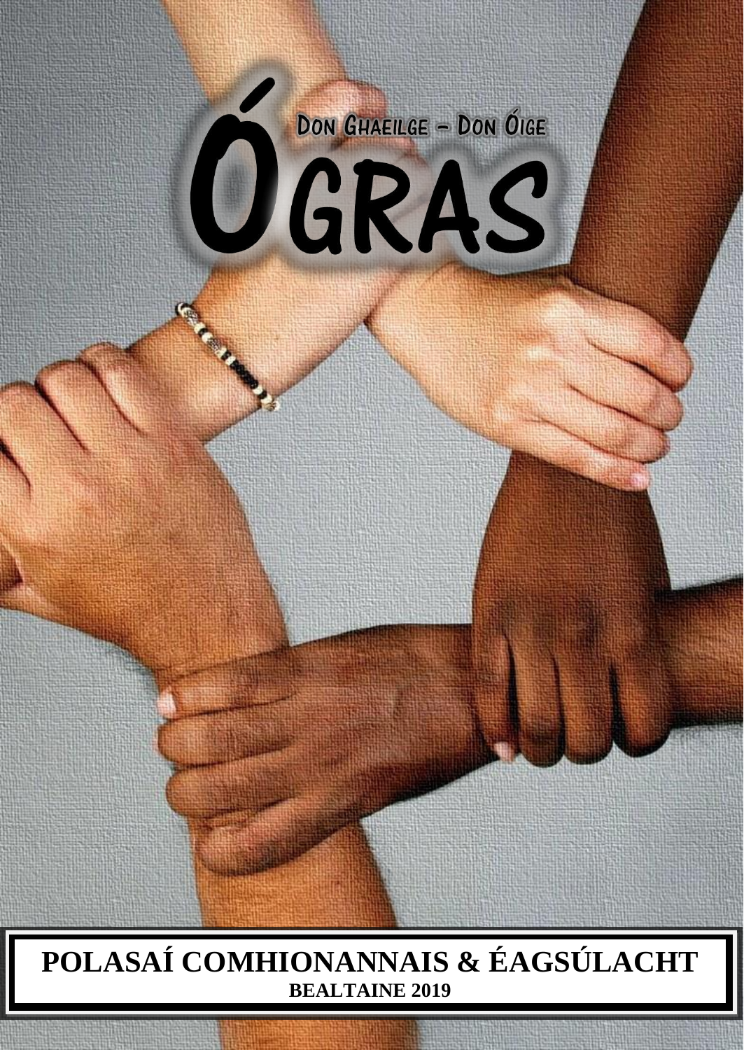# ÓGRAS

DON GHAEILGE – DON ÓIGE

# POLASAÍ COMHIONANNAIS & ÉAGSÚLACHT

**BEALTAINE 2019**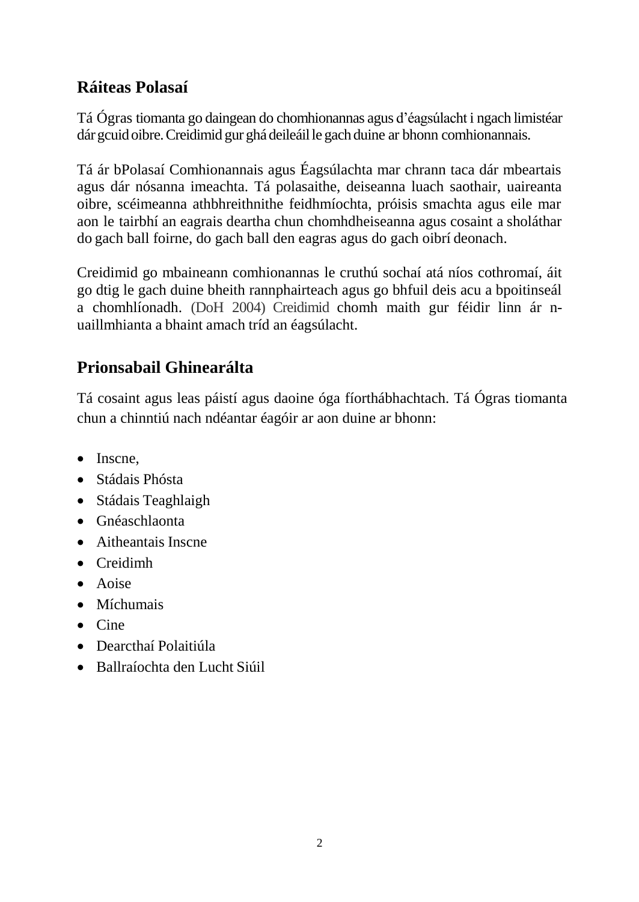## Ráiteas Polasaí

Tá Ógras tiomanta go daingean do chomhionannas agus d'éagsúlacht i ngach limistéar dár gcuid oibre. Creidimid gur ghá deileáil le gach duine ar bhonn comhionannais.

Tá ár bPolasaí Comhionannais agus Éagsúlachta mar chrann taca dár mbeartais agus dár nósanna imeachta. Tá polasaithe, deiseanna luach saothair, uaireanta oibre, scéimeanna athbhreithnithe feidhmíochta, próisis smachta agus eile mar aon le tairbhí an eagrais deartha chun chomhdheiseanna agus cosaint a sholáthar do gach ball foirne, do gach ball den eagras agus do gach oibrí deonach.

Creidimid go mbaineann comhionannas le cruthú sochaí atá níos cothromaí, áit go dtig le gach duine bheith rannphairteach agus go bhfuil deis acu a bpoitinseál a chomhlíonadh. (DoH 2004) Creidimid chomh maith gur féidir linn ár n-uaillmhianta a bhaint amach tríd an éagsúlacht.

## Prionsabail Ghinearálta

Tá cosaint agus leas páistí agus daoine óga fíorthábhachtach. Tá Ógras tiomanta chun a chinntiú nach ndéantar éagóir ar aon duine ar bhonn:

- Inscne,
- Stádais Phósta
- Stádais Teaghlaigh
- Gnéaschlaonta
- Aitheantais Inscne
- Creidimh
- Aoise
- Míchumais
- Cine
- Dearcthaí Polaitiúla
- Ballraíochta den Lucht Siúil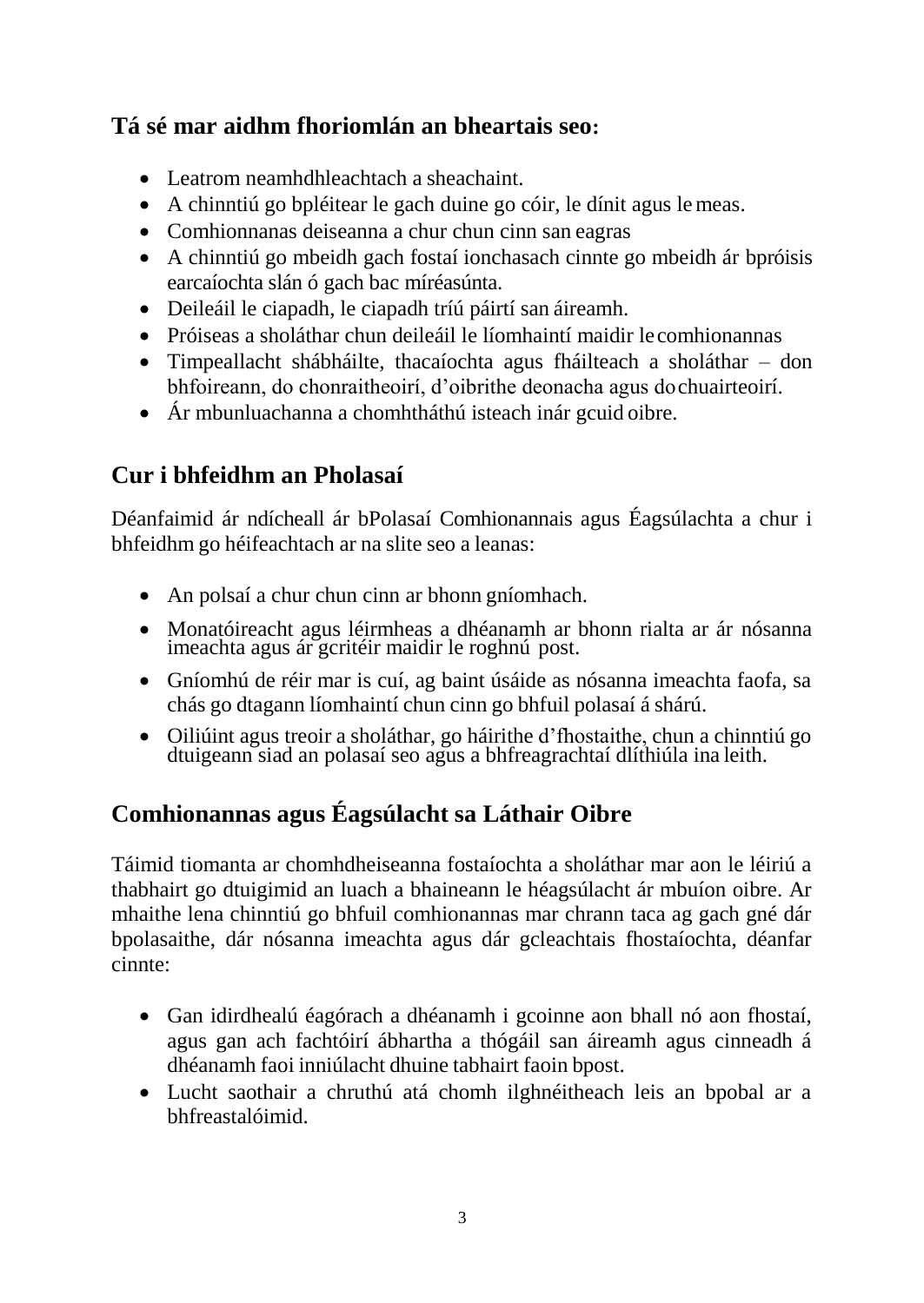### Tá sé mar aidhm fhoriomlán an bheartais seo:

- Leatrom neamhdhleachtach a sheachaint.
- A chinntiú go bpléitear le gach duine go cóir, le dínit agus le meas.
- Comhionnanas deiseanna a chur chun cinn san eagras
- A chinntiú go mbeidh gach fostaí ionchasach cinnte go mbeidh ár bpróisis earcaíochta slán ó gach bac míréasúnta.
- Deileáil le ciapadh, le ciapadh tríú páirtí san áireamh.
- Próiseas a sholáthar chun deileáil le líomhaintí maidir le comhionannas
- Timpeallacht shábháilte, thacaíochta agus fháilteach a sholáthar – don bhfoireann, do chonraitheoirí, d'oibrithe deonacha agus do chuairteoirí.
- Ár mbunluachanna a chomhtháthú isteach inár gcuid oibre.

### Cur i bhfeidhm an Pholasaí

Déanfaimid ár ndícheall ár bPolasaí Comhionannais agus Éagsúlachta a chur i bhfeidhm go héifeachtach ar na slite seo a leanas:

- An polsaí a chur chun cinn ar bhonn gníomhach.
- Monatóireacht agus léirmheas a dhéanamh ar bhonn rialta ar ár nósanna imeachta agus ár gcritéir maidir le roghnú post.
- Gníomhú de réir mar is cuí, ag baint úsáide as nósanna imeachta faofa, sa chás go dtagann líomhaintí chun cinn go bhfuil polasaí á shárú.
- Oiliúint agus treoir a sholáthar, go háirithe d'fhostaithe, chun a chinntiú go dtuigeann siad an polasaí seo agus a bhfreagrachtaí dlíthiúla ina leith.

### Comhionannas agus Éagsúlacht sa Láthair Oibre

Táimid tiomanta ar chomhdheiseanna fostaíochta a sholáthar mar aon le léiriú a thabhairt go dtuigimid an luach a bhaineann le héagsúlacht ár mbuíon oibre. Ar mhaithe lena chinntiú go bhfuil comhionannas mar chrann taca ag gach gné dár bpolasaithe, dár nósanna imeachta agus dár gcleachtais fhostaíochta, déanfar cinnte:

- Gan idirdhealú éagórach a dhéanamh i gcoinne aon bhall nó aon fhostaí, agus gan ach fachtóirí ábhartha a thógáil san áireamh agus cinneadh á dhéanamh faoi inniúlacht dhuine tabhairt faoin bpost.
- Lucht saothair a chruthú atá chomh ilghnéitheach leis an bpobal ar a bhfreastalóimid.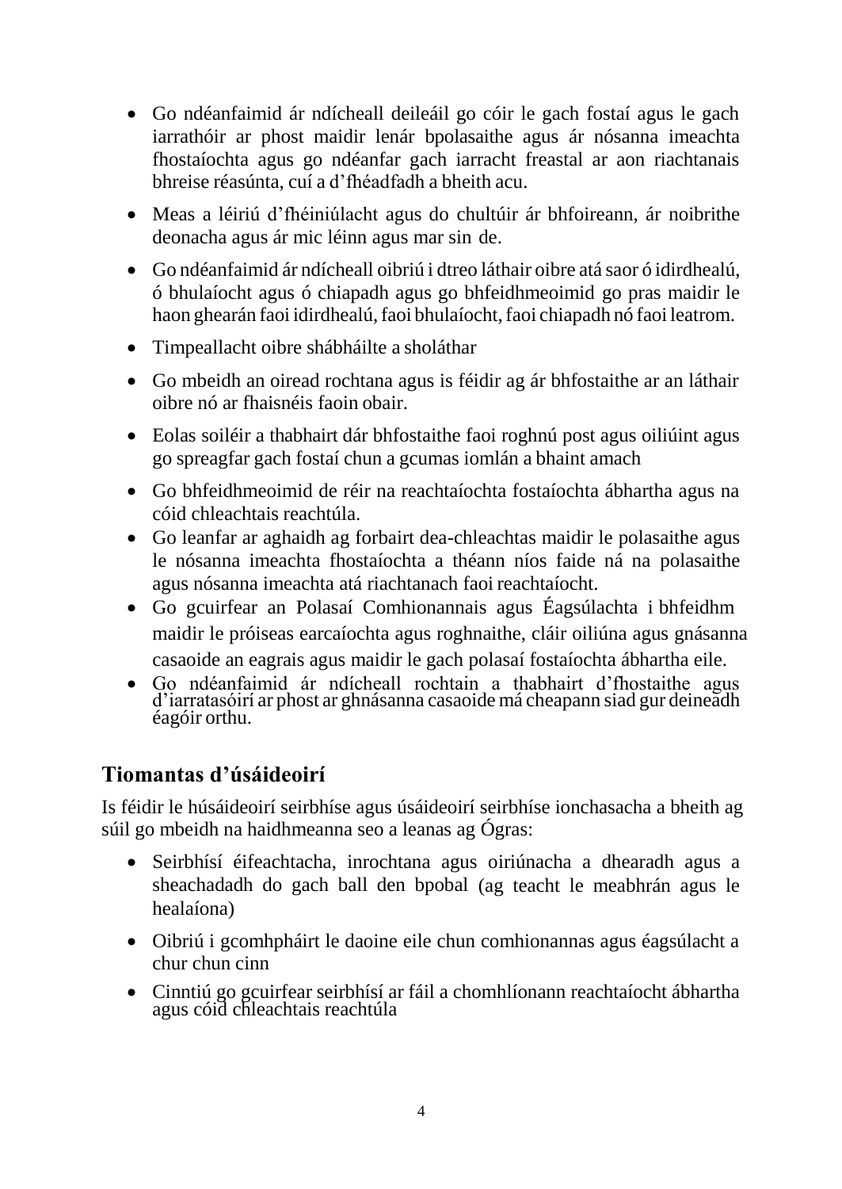- Go ndéanfaimid ár ndícheall deileáil go cóir le gach fostaí agus le gach iarrathóir ar phost maidir lenár bpolasaithe agus ár nósanna imeachta fhostaíochta agus go ndéanfar gach iarracht freastal ar aon riachtanais bhreise réasúnta, cuí a d'fhéadfadh a bheith acu.
- Meas a léiriú d'fhéiniúlacht agus do chultúir ár bhfoireann, ár noibrithe deonacha agus ár mic léinn agus mar sin de.
- Go ndéanfaimid ár ndícheall oibriú i dtreo láthair oibre atá saor ó idirdhealú, ó bhulaíocht agus ó chiapadh agus go bhfeidhmeoimid go pras maidir le haon ghearán faoi idirdhealú, faoi bhulaíocht, faoi chiapadh nó faoi leatrom.
- Timpeallacht oibre shábháilte a sholáthar
- Go mbeidh an oiread rochtana agus is féidir ag ár bhfostaithe ar an láthair oibre nó ar fhaisnéis faoin obair.
- Eolas soiléir a thabhairt dár bhfostaithe faoi roghnú post agus oiliúint agus go spreagfar gach fostaí chun a gcumas iomlán a bhaint amach
- Go bhfeidhmeoimid de réir na reachtaíochta fostaíochta ábhartha agus na cóid chleachtais reachtúla.
- Go leanfar ar aghaidh ag forbairt dea-chleachtas maidir le polasaithe agus le nósanna imeachta fhostaíochta a théann níos faide ná na polasaithe agus nósanna imeachta atá riachtanach faoi reachtaíocht.
- Go gcuirfear an Polasaí Comhionannais agus Éagsúlachta i bhfeidhm maidir le próiseas earcaíochta agus roghnaithe, cláir oiliúna agus gnásanna casaoide an eagrais agus maidir le gach polasaí fostaíochta ábhartha eile.
- Go ndéanfaimid ár ndícheall rochtain a thabhairt d'fhostaithe agus d'iarratasóirí ar phost ar ghnásanna casaoide má cheapann siad gur deineadh éagóir orthu.

## Tiomantas d'úsáideoirí

Is féidir le húsáideoirí seirbhíse agus úsáideoirí seirbhíse ionchasacha a bheith ag súil go mbeidh na haidhmeanna seo a leanas ag Ógras:

- Seirbhísí éifeachtacha, inrochtana agus oiriúnacha a dhearadh agus a sheachadadh do gach ball den bpobal (ag teacht le meabhrán agus le healaíona)
- Oibriú i gcomhpháirt le daoine eile chun comhionannas agus éagsúlacht a chur chun cinn
- Cinntiú go gcuirfear seirbhísí ar fáil a chomhlíonann reachtaíocht ábhartha agus cóid chleachtais reachtúla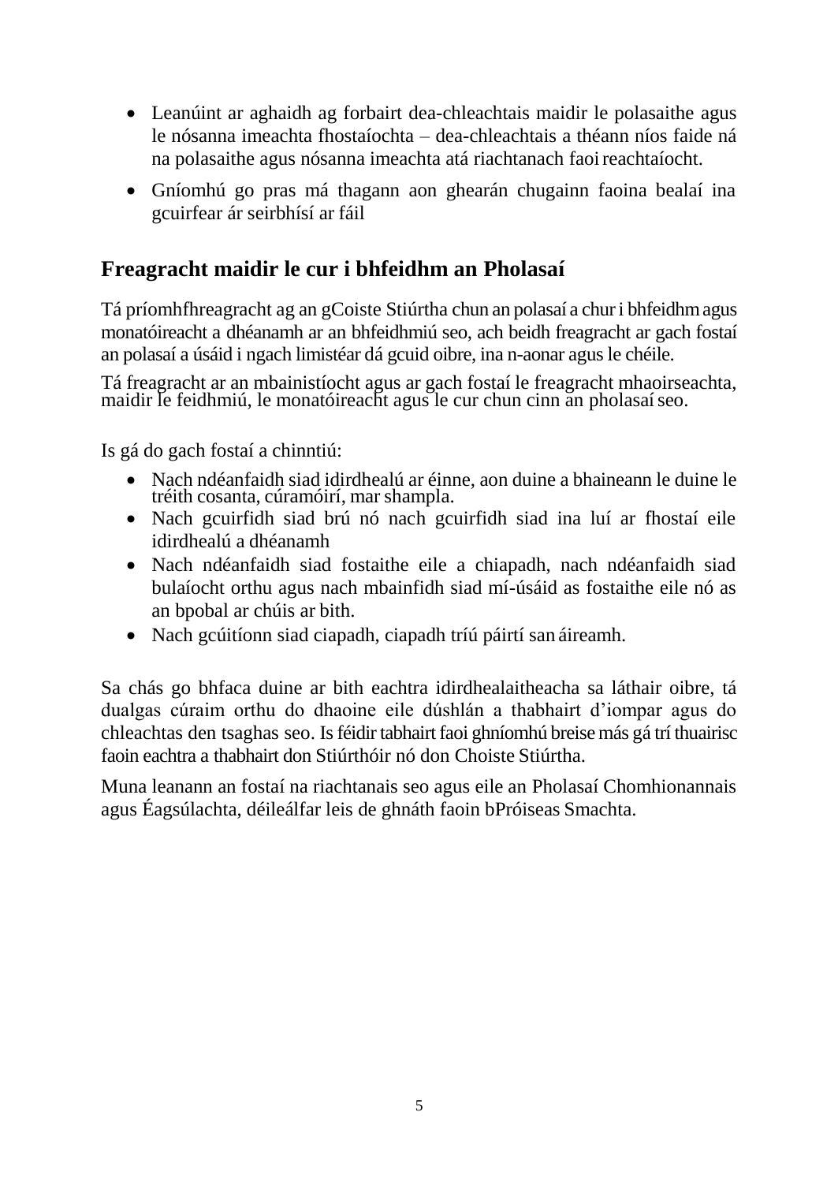- Leanúint ar aghaidh ag forbairt dea-chleachtais maidir le polasaithe agus le nósanna imeachta fhostaíochta – dea-chleachtais a théann níos faide ná na polasaithe agus nósanna imeachta atá riachtanach faoi reachtaíocht.
- Gníomhú go pras má thagann aon ghearán chugainn faoina bealaí ina gcuirfear ár seirbhísí ar fáil

## Freagracht maidir le cur i bhfeidhm an Pholasaí

Tá príomhfhreagracht ag an gCoiste Stiúrtha chun an polasaí a chur i bhfeidhm agus monatóireacht a dhéanamh ar an bhfeidhmiú seo, ach beidh freagracht ar gach fostaí an polasaí a úsáid i ngach limistéar dá gcuid oibre, ina n-aonar agus le chéile.

Tá freagracht ar an mbainistíocht agus ar gach fostaí le freagracht mhaoirseachta, maidir le feidhmiú, le monatóireacht agus le cur chun cinn an pholasaí seo.

Is gá do gach fostaí a chinntiú:

- Nach ndéanfaidh siad idirdhealú ar éinne, aon duine a bhaineann le duine le tréith cosanta, cúramóirí, mar shampla.
- Nach gcuirfidh siad brú nó nach gcuirfidh siad ina luí ar fhostaí eile idirdhealú a dhéanamh
- Nach ndéanfaidh siad fostaithe eile a chiapadh, nach ndéanfaidh siad bulaíocht orthu agus nach mbainfidh siad mí-úsáid as fostaithe eile nó as an bpobal ar chúis ar bith.
- Nach gcúitíonn siad ciapadh, ciapadh tríú páirtí san áireamh.

Sa chás go bhfaca duine ar bith eachtra idirdhealaitheacha sa láthair oibre, tá dualgas cúraim orthu do dhaoine eile dúshlán a thabhairt d'iompar agus do chleachtas den tsaghas seo. Is féidir tabhairt faoi ghníomhú breise más gá trí thuairisc faoin eachtra a thabhairt don Stiúrthóir nó don Choiste Stiúrtha.

Muna leanann an fostaí na riachtanais seo agus eile an Pholasaí Chomhionannais agus Éagsúlachta, déileálfar leis de ghnáth faoin bPróiseas Smachta.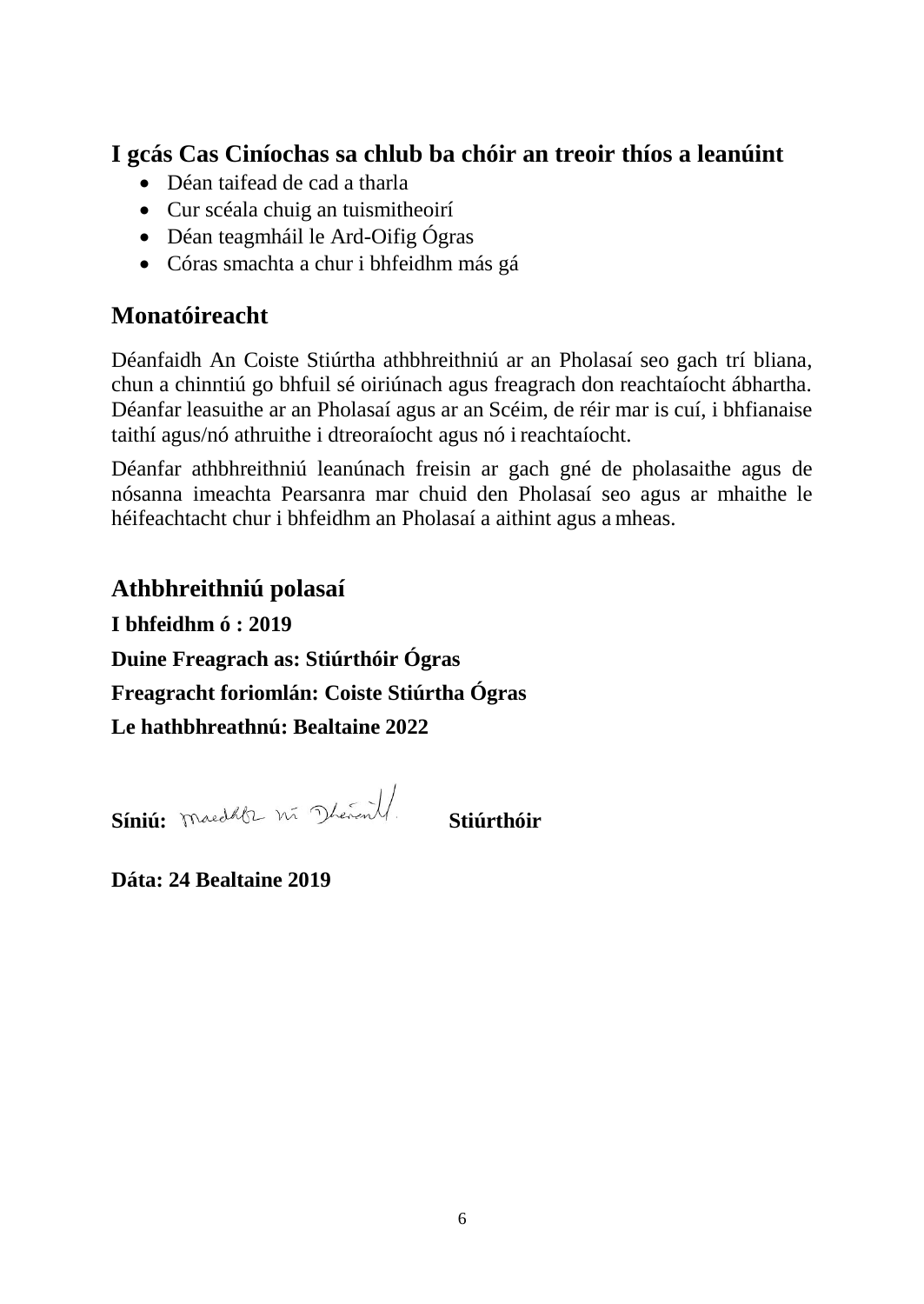## I gcás Cas Ciníochas sa chlub ba chóir an treoir thíos a leanúint

- Déan taifead de cad a tharla
- Cur scéala chuig an tuismitheoirí
- Déan teagmháil le Ard-Oifig Ógras
- Córas smachta a chur i bhfeidhm más gá

## Monatóireacht

Déanfaidh An Coiste Stiúrtha athbhreithniú ar an Pholasaí seo gach trí bliana, chun a chinntiú go bhfuil sé oiriúnach agus freagrach don reachtaíocht ábhartha. Déanfar leasuithe ar an Pholasaí agus ar an Scéim, de réir mar is cuí, i bhfianaise taithí agus/nó athruithe i dtreoraíocht agus nó i reachtaíocht.

Déanfar athbhreithniú leanúnach freisin ar gach gné de pholasaithe agus de nósanna imeachta Pearsanra mar chuid den Pholasaí seo agus ar mhaithe le héifeachtacht chur i bhfeidhm an Pholasaí a aithint agus a mheas.

## Athbhreithniú polasaí

**I bhfeidhm ó : 2019**

**Duine Freagrach as: Stiúrthóir Ógras**

**Freagracht foriomlán: Coiste Stiúrtha Ógras**

**Le hathbhreathnú: Bealtaine 2022**

**Síniú:** Maedhbh Ní Dhónaill **Stiúrthóir**

**Dáta: 24 Bealtaine 2019**